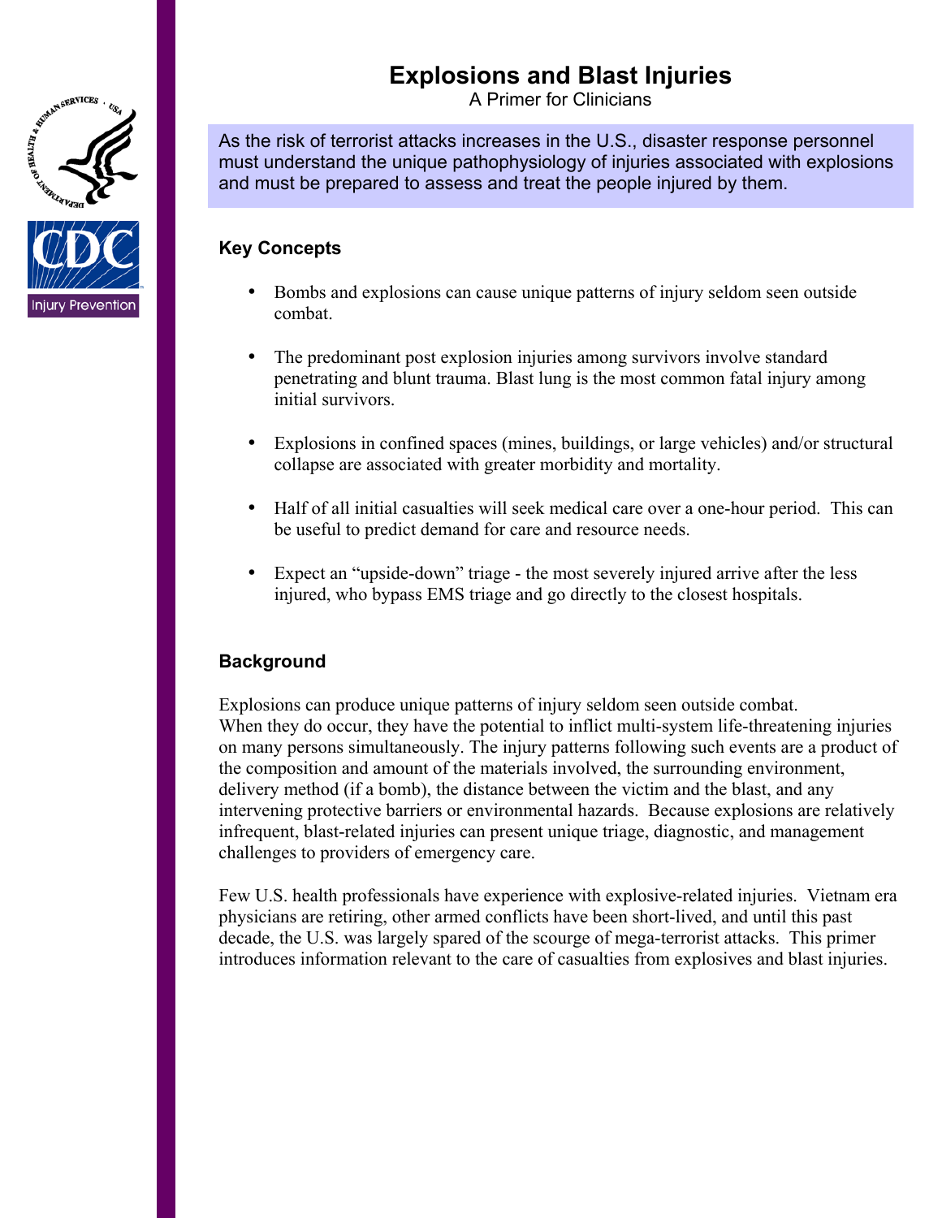# Explosions and Blast Injuries

A Primer for Clinicians

As the risk of terrorist attacks increases in the U.S., disaster response personnel must understand the unique pathophysiology of injuries associated with explosions and must be prepared to assess and treat the people injured by them.

## Key Concepts

- Bombs and explosions can cause unique patterns of injury seldom seen outside combat.
- The predominant post explosion injuries among survivors involve standard penetrating and blunt trauma. Blast lung is the most common fatal injury among initial survivors.
- Explosions in confined spaces (mines, buildings, or large vehicles) and/or structural collapse are associated with greater morbidity and mortality.
- Half of all initial casualties will seek medical care over a one-hour period. This can be useful to predict demand for care and resource needs.
- Expect an "upside-down" triage - the most severely injured arrive after the less injured, who bypass EMS triage and go directly to the closest hospitals.

## Background

Explosions can produce unique patterns of injury seldom seen outside combat. When they do occur, they have the potential to inflict multi-system life-threatening injuries on many persons simultaneously. The injury patterns following such events are a product of the composition and amount of the materials involved, the surrounding environment, delivery method (if a bomb), the distance between the victim and the blast, and any intervening protective barriers or environmental hazards. Because explosions are relatively infrequent, blast-related injuries can present unique triage, diagnostic, and management challenges to providers of emergency care.

Few U.S. health professionals have experience with explosive-related injuries. Vietnam era physicians are retiring, other armed conflicts have been short-lived, and until this past decade, the U.S. was largely spared of the scourge of mega-terrorist attacks. This primer introduces information relevant to the care of casualties from explosives and blast injuries.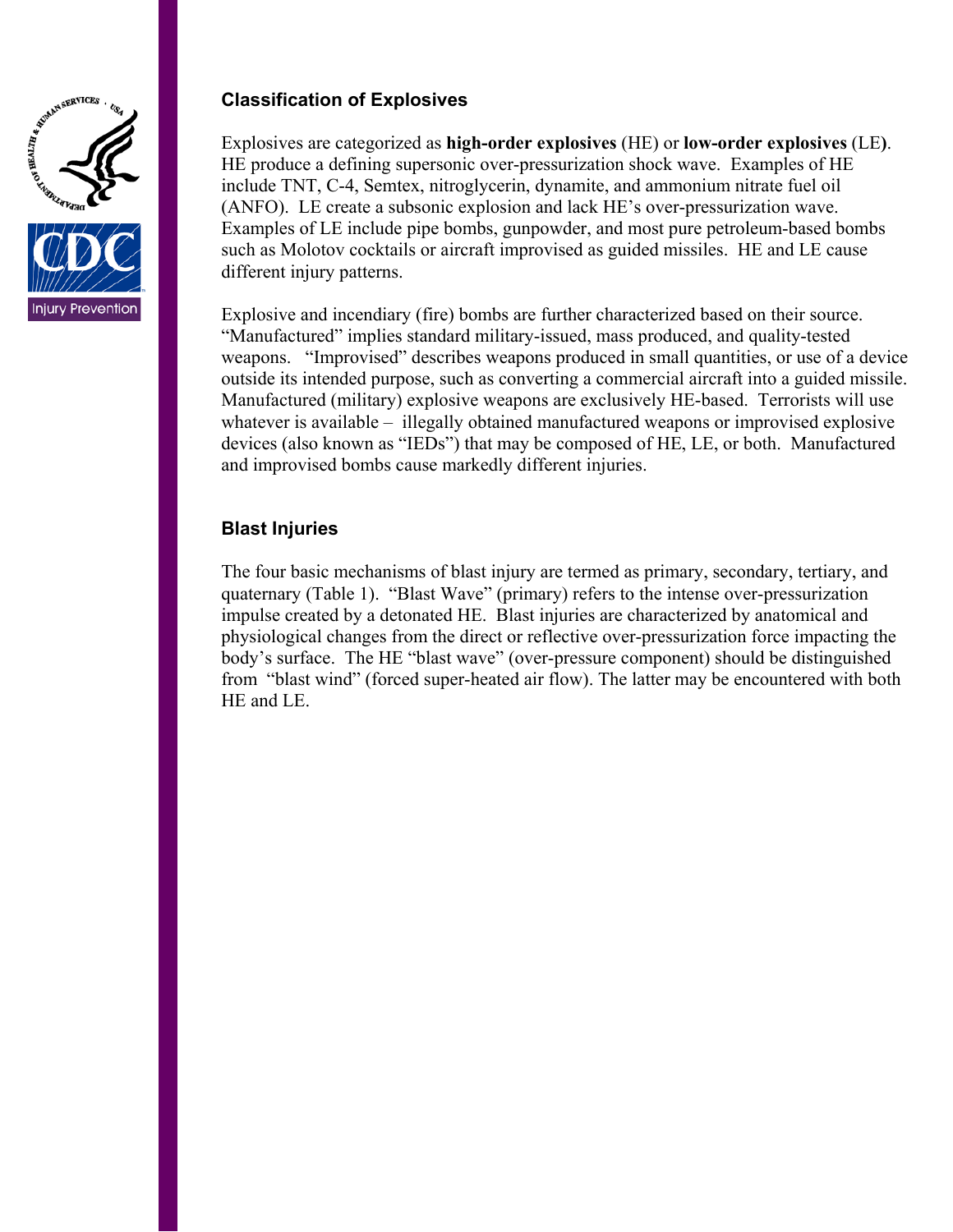## Classification of Explosives

Explosives are categorized as **high-order explosives** (HE) or **low-order explosives** (LE). HE produce a defining supersonic over-pressurization shock wave. Examples of HE include TNT, C-4, Semtex, nitroglycerin, dynamite, and ammonium nitrate fuel oil (ANFO). LE create a subsonic explosion and lack HE's over-pressurization wave. Examples of LE include pipe bombs, gunpowder, and most pure petroleum-based bombs such as Molotov cocktails or aircraft improvised as guided missiles. HE and LE cause different injury patterns.

Explosive and incendiary (fire) bombs are further characterized based on their source. "Manufactured" implies standard military-issued, mass produced, and quality-tested weapons. "Improvised" describes weapons produced in small quantities, or use of a device outside its intended purpose, such as converting a commercial aircraft into a guided missile. Manufactured (military) explosive weapons are exclusively HE-based. Terrorists will use whatever is available – illegally obtained manufactured weapons or improvised explosive devices (also known as "IEDs") that may be composed of HE, LE, or both. Manufactured and improvised bombs cause markedly different injuries.

## Blast Injuries

The four basic mechanisms of blast injury are termed as primary, secondary, tertiary, and quaternary (Table 1). "Blast Wave" (primary) refers to the intense over-pressurization impulse created by a detonated HE. Blast injuries are characterized by anatomical and physiological changes from the direct or reflective over-pressurization force impacting the body's surface. The HE "blast wave" (over-pressure component) should be distinguished from "blast wind" (forced super-heated air flow). The latter may be encountered with both HE and LE.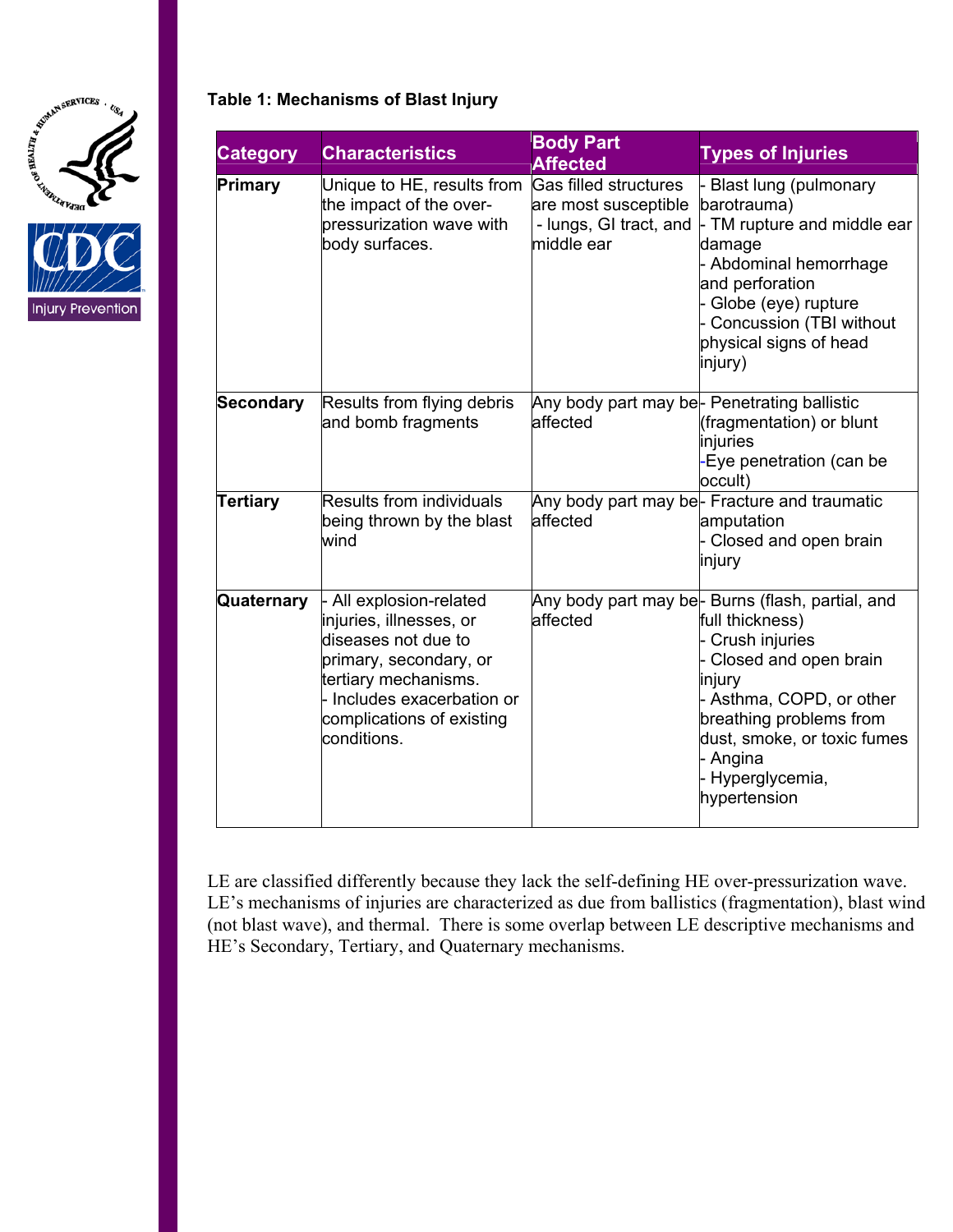**Table 1: Mechanisms of Blast Injury**

| Category | Characteristics | Body Part Affected | Types of Injuries |
|---|---|---|---|
| **Primary** | Unique to HE, results from the impact of the over-pressurization wave with body surfaces. | Gas filled structures are most susceptible - lungs, GI tract, and middle ear | - Blast lung (pulmonary barotrauma)<br>- TM rupture and middle ear damage<br>- Abdominal hemorrhage and perforation<br>- Globe (eye) rupture<br>- Concussion (TBI without physical signs of head injury) |
| **Secondary** | Results from flying debris and bomb fragments | Any body part may be affected | - Penetrating ballistic (fragmentation) or blunt injuries<br>-Eye penetration (can be occult) |
| **Tertiary** | Results from individuals being thrown by the blast wind | Any body part may be affected | - Fracture and traumatic amputation<br>- Closed and open brain injury |
| **Quaternary** | - All explosion-related injuries, illnesses, or diseases not due to primary, secondary, or tertiary mechanisms.<br>- Includes exacerbation or complications of existing conditions. | Any body part may be affected | - Burns (flash, partial, and full thickness)<br>- Crush injuries<br>- Closed and open brain injury<br>- Asthma, COPD, or other breathing problems from dust, smoke, or toxic fumes<br>- Angina<br>- Hyperglycemia, hypertension |

LE are classified differently because they lack the self-defining HE over-pressurization wave. LE's mechanisms of injuries are characterized as due from ballistics (fragmentation), blast wind (not blast wave), and thermal. There is some overlap between LE descriptive mechanisms and HE's Secondary, Tertiary, and Quaternary mechanisms.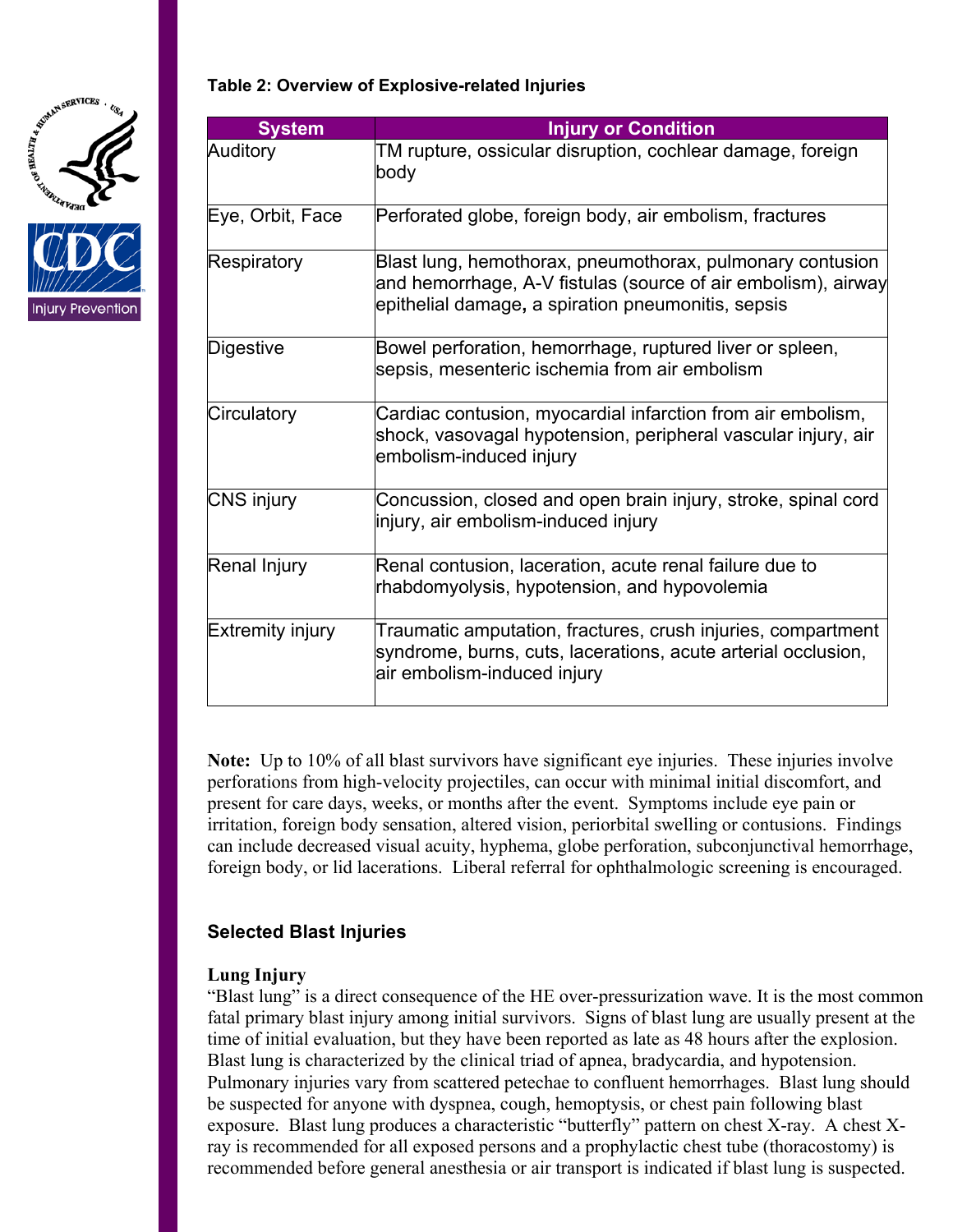**Table 2: Overview of Explosive-related Injuries**

| System | Injury or Condition |
|---|---|
| Auditory | TM rupture, ossicular disruption, cochlear damage, foreign body |
| Eye, Orbit, Face | Perforated globe, foreign body, air embolism, fractures |
| Respiratory | Blast lung, hemothorax, pneumothorax, pulmonary contusion and hemorrhage, A-V fistulas (source of air embolism), airway epithelial damage**,** a spiration pneumonitis, sepsis |
| Digestive | Bowel perforation, hemorrhage, ruptured liver or spleen, sepsis, mesenteric ischemia from air embolism |
| Circulatory | Cardiac contusion, myocardial infarction from air embolism, shock, vasovagal hypotension, peripheral vascular injury, air embolism-induced injury |
| CNS injury | Concussion, closed and open brain injury, stroke, spinal cord injury, air embolism-induced injury |
| Renal Injury | Renal contusion, laceration, acute renal failure due to rhabdomyolysis, hypotension, and hypovolemia |
| Extremity injury | Traumatic amputation, fractures, crush injuries, compartment syndrome, burns, cuts, lacerations, acute arterial occlusion, air embolism-induced injury |

**Note:** Up to 10% of all blast survivors have significant eye injuries. These injuries involve perforations from high-velocity projectiles, can occur with minimal initial discomfort, and present for care days, weeks, or months after the event. Symptoms include eye pain or irritation, foreign body sensation, altered vision, periorbital swelling or contusions. Findings can include decreased visual acuity, hyphema, globe perforation, subconjunctival hemorrhage, foreign body, or lid lacerations. Liberal referral for ophthalmologic screening is encouraged.

## Selected Blast Injuries

### Lung Injury

"Blast lung" is a direct consequence of the HE over-pressurization wave. It is the most common fatal primary blast injury among initial survivors. Signs of blast lung are usually present at the time of initial evaluation, but they have been reported as late as 48 hours after the explosion. Blast lung is characterized by the clinical triad of apnea, bradycardia, and hypotension. Pulmonary injuries vary from scattered petechae to confluent hemorrhages. Blast lung should be suspected for anyone with dyspnea, cough, hemoptysis, or chest pain following blast exposure. Blast lung produces a characteristic "butterfly" pattern on chest X-ray. A chest X-ray is recommended for all exposed persons and a prophylactic chest tube (thoracostomy) is recommended before general anesthesia or air transport is indicated if blast lung is suspected.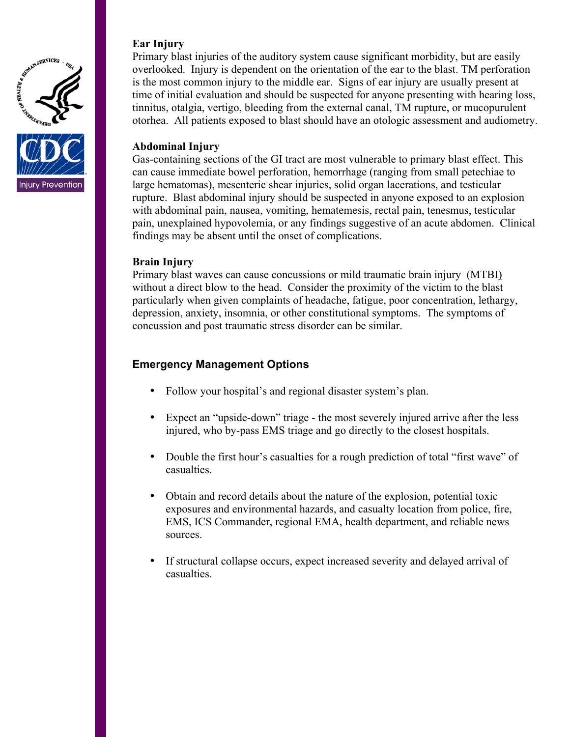### Ear Injury

Primary blast injuries of the auditory system cause significant morbidity, but are easily overlooked. Injury is dependent on the orientation of the ear to the blast. TM perforation is the most common injury to the middle ear. Signs of ear injury are usually present at time of initial evaluation and should be suspected for anyone presenting with hearing loss, tinnitus, otalgia, vertigo, bleeding from the external canal, TM rupture, or mucopurulent otorhea. All patients exposed to blast should have an otologic assessment and audiometry.

### Abdominal Injury

Gas-containing sections of the GI tract are most vulnerable to primary blast effect. This can cause immediate bowel perforation, hemorrhage (ranging from small petechiae to large hematomas), mesenteric shear injuries, solid organ lacerations, and testicular rupture. Blast abdominal injury should be suspected in anyone exposed to an explosion with abdominal pain, nausea, vomiting, hematemesis, rectal pain, tenesmus, testicular pain, unexplained hypovolemia, or any findings suggestive of an acute abdomen. Clinical findings may be absent until the onset of complications.

### Brain Injury

Primary blast waves can cause concussions or mild traumatic brain injury (MTBI) without a direct blow to the head. Consider the proximity of the victim to the blast particularly when given complaints of headache, fatigue, poor concentration, lethargy, depression, anxiety, insomnia, or other constitutional symptoms. The symptoms of concussion and post traumatic stress disorder can be similar.

## Emergency Management Options

- Follow your hospital's and regional disaster system's plan.
- Expect an "upside-down" triage - the most severely injured arrive after the less injured, who by-pass EMS triage and go directly to the closest hospitals.
- Double the first hour's casualties for a rough prediction of total "first wave" of casualties.
- Obtain and record details about the nature of the explosion, potential toxic exposures and environmental hazards, and casualty location from police, fire, EMS, ICS Commander, regional EMA, health department, and reliable news sources.
- If structural collapse occurs, expect increased severity and delayed arrival of casualties.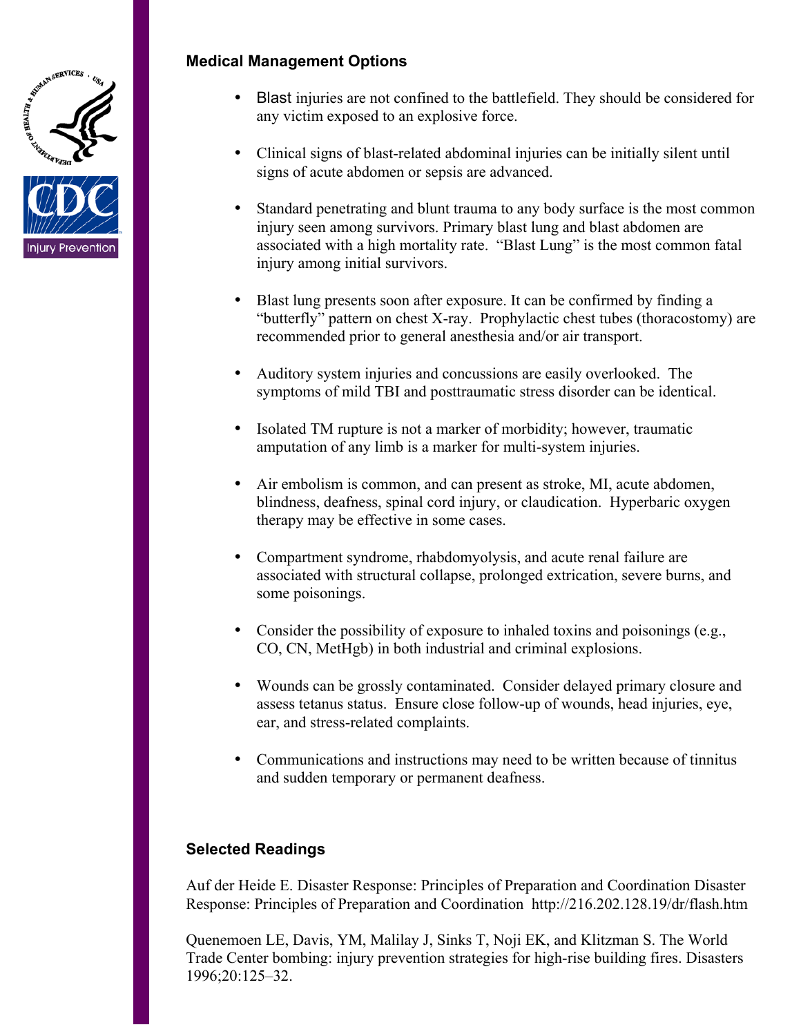## Medical Management Options

- Blast injuries are not confined to the battlefield. They should be considered for any victim exposed to an explosive force.
- Clinical signs of blast-related abdominal injuries can be initially silent until signs of acute abdomen or sepsis are advanced.
- Standard penetrating and blunt trauma to any body surface is the most common injury seen among survivors. Primary blast lung and blast abdomen are associated with a high mortality rate. "Blast Lung" is the most common fatal injury among initial survivors.
- Blast lung presents soon after exposure. It can be confirmed by finding a "butterfly" pattern on chest X-ray. Prophylactic chest tubes (thoracostomy) are recommended prior to general anesthesia and/or air transport.
- Auditory system injuries and concussions are easily overlooked. The symptoms of mild TBI and posttraumatic stress disorder can be identical.
- Isolated TM rupture is not a marker of morbidity; however, traumatic amputation of any limb is a marker for multi-system injuries.
- Air embolism is common, and can present as stroke, MI, acute abdomen, blindness, deafness, spinal cord injury, or claudication. Hyperbaric oxygen therapy may be effective in some cases.
- Compartment syndrome, rhabdomyolysis, and acute renal failure are associated with structural collapse, prolonged extrication, severe burns, and some poisonings.
- Consider the possibility of exposure to inhaled toxins and poisonings (e.g., CO, CN, MetHgb) in both industrial and criminal explosions.
- Wounds can be grossly contaminated. Consider delayed primary closure and assess tetanus status. Ensure close follow-up of wounds, head injuries, eye, ear, and stress-related complaints.
- Communications and instructions may need to be written because of tinnitus and sudden temporary or permanent deafness.

## Selected Readings

Auf der Heide E. Disaster Response: Principles of Preparation and Coordination Disaster Response: Principles of Preparation and Coordination http://216.202.128.19/dr/flash.htm

Quenemoen LE, Davis, YM, Malilay J, Sinks T, Noji EK, and Klitzman S. The World Trade Center bombing: injury prevention strategies for high-rise building fires. Disasters 1996;20:125–32.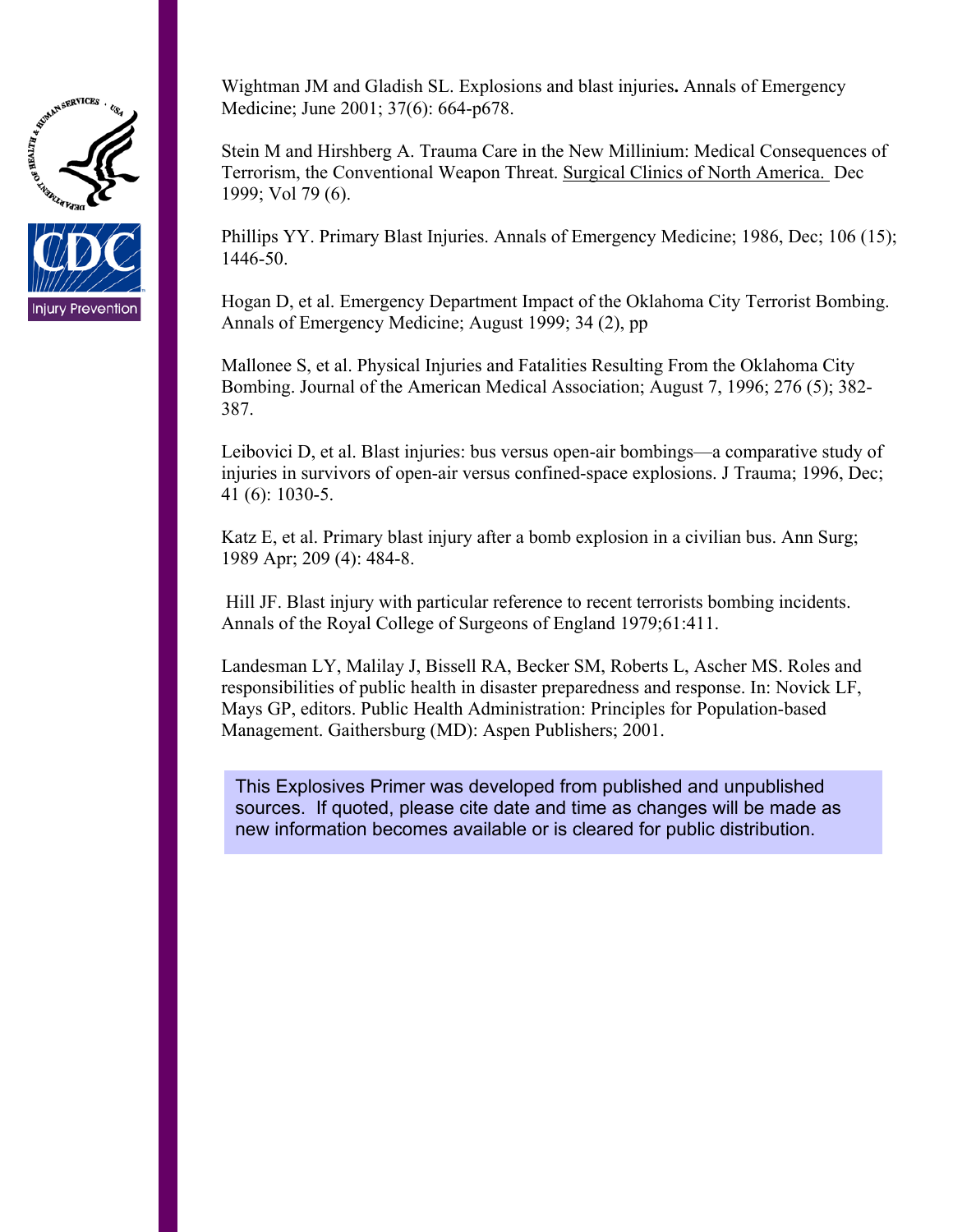Wightman JM and Gladish SL. Explosions and blast injuries**.** Annals of Emergency Medicine; June 2001; 37(6): 664-p678.

Stein M and Hirshberg A. Trauma Care in the New Millinium: Medical Consequences of Terrorism, the Conventional Weapon Threat. Surgical Clinics of North America. Dec 1999; Vol 79 (6).

Phillips YY. Primary Blast Injuries. Annals of Emergency Medicine; 1986, Dec; 106 (15); 1446-50.

Hogan D, et al. Emergency Department Impact of the Oklahoma City Terrorist Bombing. Annals of Emergency Medicine; August 1999; 34 (2), pp

Mallonee S, et al. Physical Injuries and Fatalities Resulting From the Oklahoma City Bombing. Journal of the American Medical Association; August 7, 1996; 276 (5); 382-387.

Leibovici D, et al. Blast injuries: bus versus open-air bombings—a comparative study of injuries in survivors of open-air versus confined-space explosions. J Trauma; 1996, Dec; 41 (6): 1030-5.

Katz E, et al. Primary blast injury after a bomb explosion in a civilian bus. Ann Surg; 1989 Apr; 209 (4): 484-8.

Hill JF. Blast injury with particular reference to recent terrorists bombing incidents. Annals of the Royal College of Surgeons of England 1979;61:411.

Landesman LY, Malilay J, Bissell RA, Becker SM, Roberts L, Ascher MS. Roles and responsibilities of public health in disaster preparedness and response. In: Novick LF, Mays GP, editors. Public Health Administration: Principles for Population-based Management. Gaithersburg (MD): Aspen Publishers; 2001.

This Explosives Primer was developed from published and unpublished sources. If quoted, please cite date and time as changes will be made as new information becomes available or is cleared for public distribution.